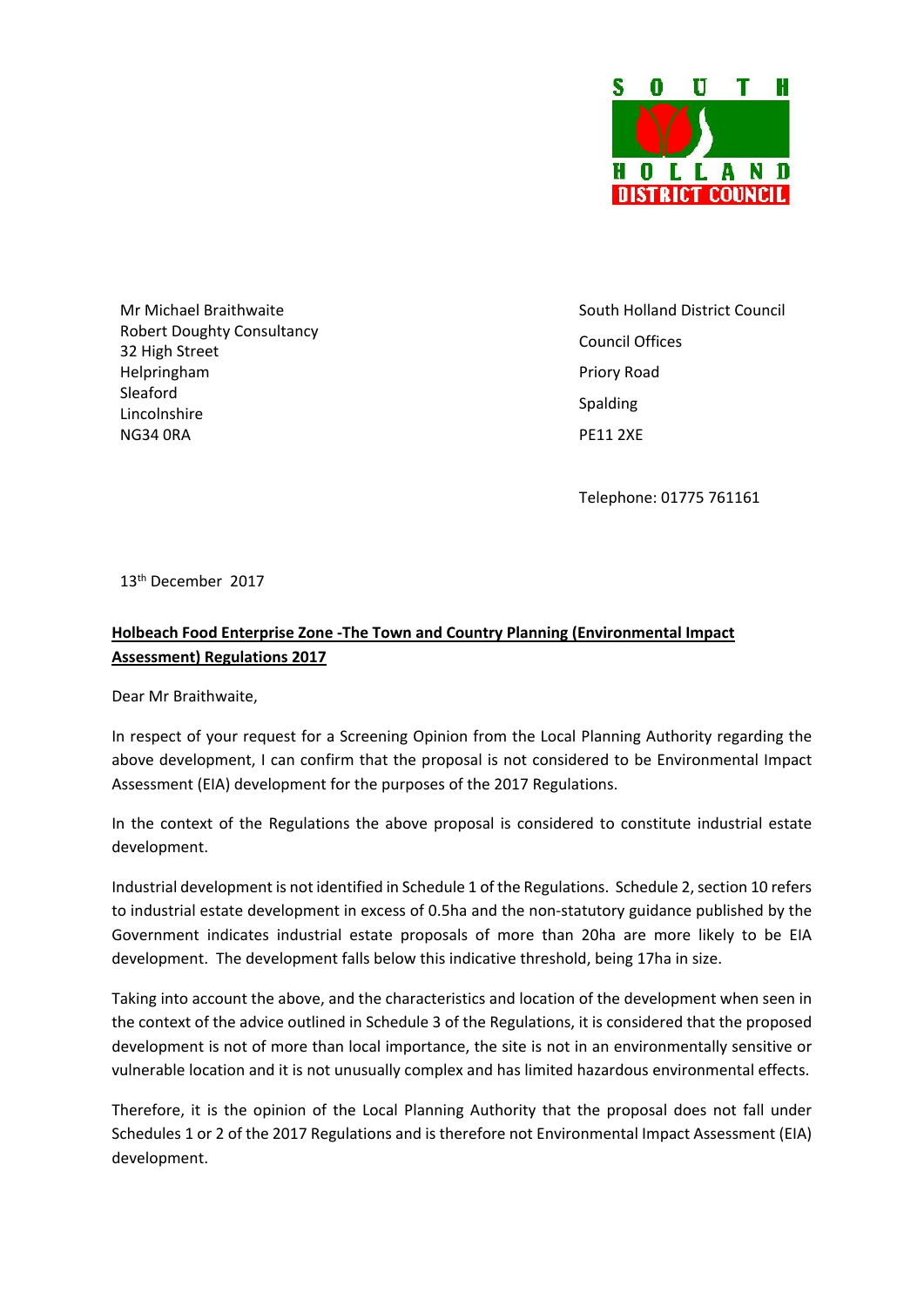SOUTH HOLLAND DISTRICT COUNCIL

Mr Michael Braithwaite
Robert Doughty Consultancy
32 High Street
Helpringham
Sleaford
Lincolnshire
NG34 0RA

South Holland District Council
Council Offices
Priory Road
Spalding
PE11 2XE

Telephone: 01775 761161

13th December 2017

**Holbeach Food Enterprise Zone -The Town and Country Planning (Environmental Impact Assessment) Regulations 2017**

Dear Mr Braithwaite,

In respect of your request for a Screening Opinion from the Local Planning Authority regarding the above development, I can confirm that the proposal is not considered to be Environmental Impact Assessment (EIA) development for the purposes of the 2017 Regulations.

In the context of the Regulations the above proposal is considered to constitute industrial estate development.

Industrial development is not identified in Schedule 1 of the Regulations. Schedule 2, section 10 refers to industrial estate development in excess of 0.5ha and the non-statutory guidance published by the Government indicates industrial estate proposals of more than 20ha are more likely to be EIA development. The development falls below this indicative threshold, being 17ha in size.

Taking into account the above, and the characteristics and location of the development when seen in the context of the advice outlined in Schedule 3 of the Regulations, it is considered that the proposed development is not of more than local importance, the site is not in an environmentally sensitive or vulnerable location and it is not unusually complex and has limited hazardous environmental effects.

Therefore, it is the opinion of the Local Planning Authority that the proposal does not fall under Schedules 1 or 2 of the 2017 Regulations and is therefore not Environmental Impact Assessment (EIA) development.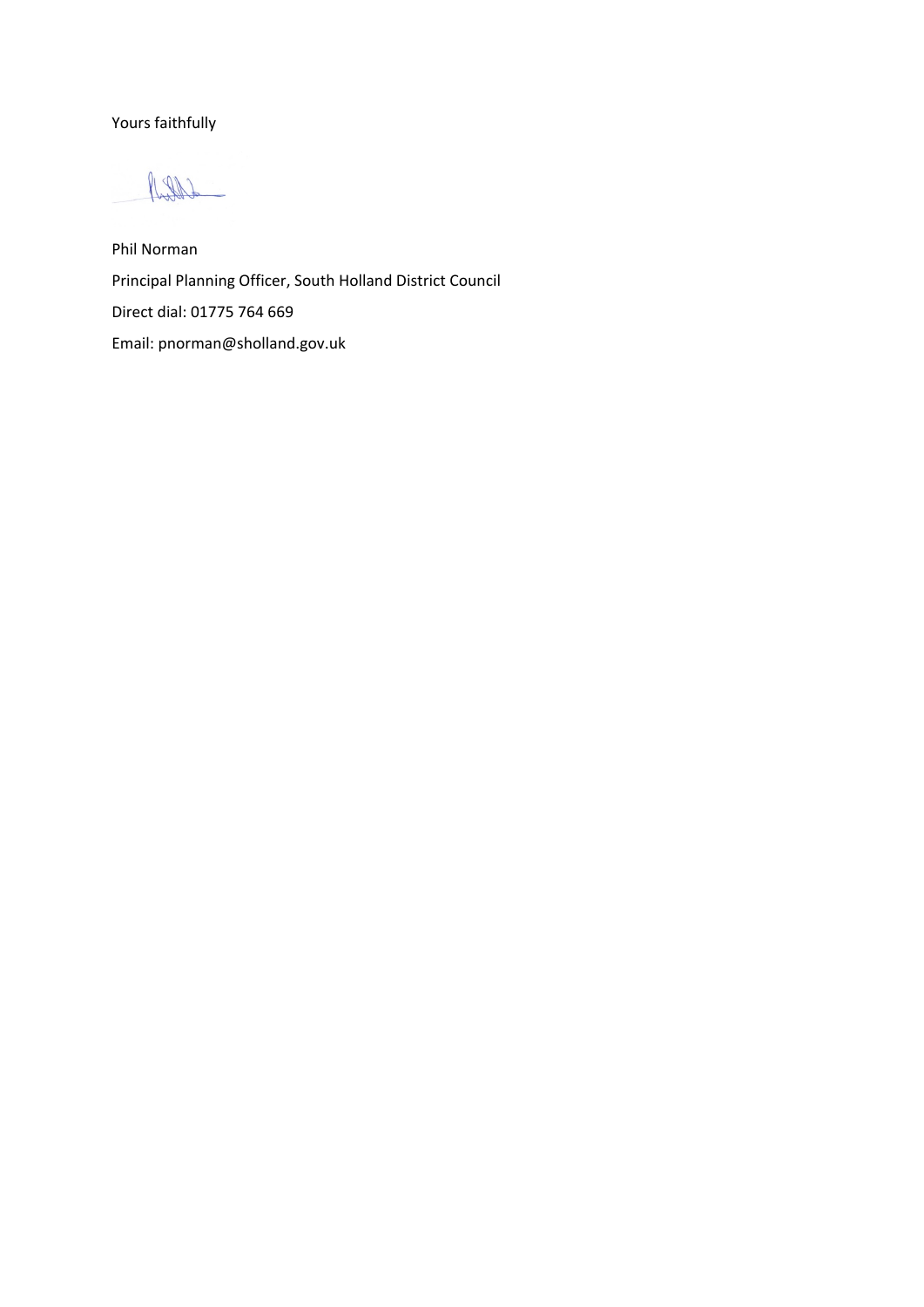Yours faithfully

Phil Norman

Principal Planning Officer, South Holland District Council

Direct dial: 01775 764 669

Email: pnorman@sholland.gov.uk